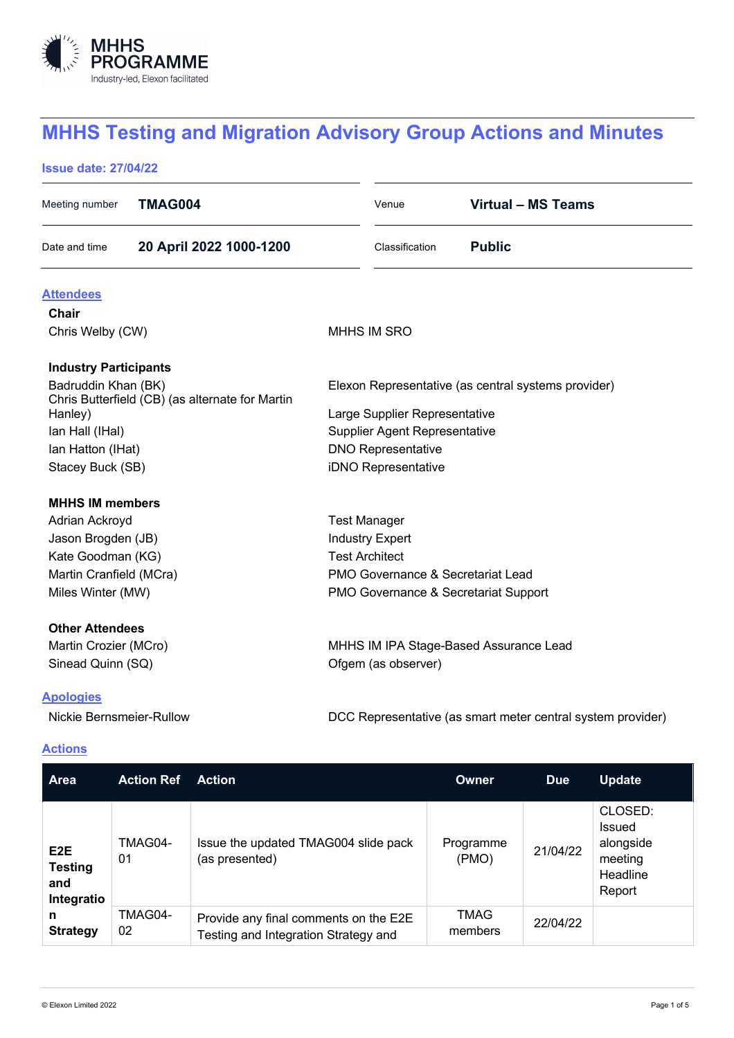# MHHS Testing and Migration Advisory Group Actions and Minutes

**Issue date: 27/04/22**

| | | | |
|---|---|---|---|
| Meeting number | **TMAG004** | Venue | **Virtual – MS Teams** |
| Date and time | **20 April 2022 1000-1200** | Classification | **Public** |

## Attendees

**Chair**

| | |
|---|---|
| Chris Welby (CW) | MHHS IM SRO |

**Industry Participants**

| | |
|---|---|
| Badruddin Khan (BK) | Elexon Representative (as central systems provider) |
| Chris Butterfield (CB) (as alternate for Martin Hanley) | Large Supplier Representative |
| Ian Hall (IHal) | Supplier Agent Representative |
| Ian Hatton (IHat) | DNO Representative |
| Stacey Buck (SB) | iDNO Representative |

**MHHS IM members**

| | |
|---|---|
| Adrian Ackroyd | Test Manager |
| Jason Brogden (JB) | Industry Expert |
| Kate Goodman (KG) | Test Architect |
| Martin Cranfield (MCra) | PMO Governance & Secretariat Lead |
| Miles Winter (MW) | PMO Governance & Secretariat Support |

**Other Attendees**

| | |
|---|---|
| Martin Crozier (MCro) | MHHS IM IPA Stage-Based Assurance Lead |
| Sinead Quinn (SQ) | Ofgem (as observer) |

## Apologies

| | |
|---|---|
| Nickie Bernsmeier-Rullow | DCC Representative (as smart meter central system provider) |

## Actions

| Area | Action Ref | Action | Owner | Due | Update |
|---|---|---|---|---|---|
| **E2E Testing and Integration Strategy** | TMAG04-01 | Issue the updated TMAG004 slide pack (as presented) | Programme (PMO) | 21/04/22 | CLOSED: Issued alongside meeting Headline Report |
| | TMAG04-02 | Provide any final comments on the E2E Testing and Integration Strategy and | TMAG members | 22/04/22 | |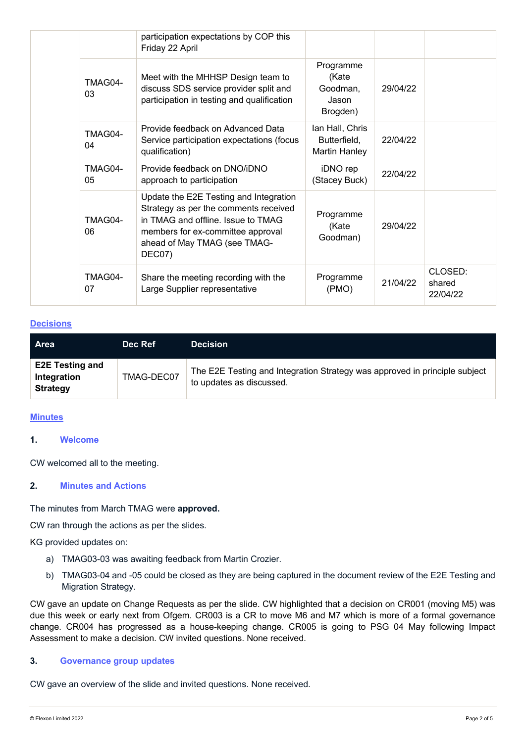| | | | | | |
|---|---|---|---|---|---|
| | | participation expectations by COP this Friday 22 April | | | |
| | TMAG04-03 | Meet with the MHHSP Design team to discuss SDS service provider split and participation in testing and qualification | Programme (Kate Goodman, Jason Brogden) | 29/04/22 | |
| | TMAG04-04 | Provide feedback on Advanced Data Service participation expectations (focus qualification) | Ian Hall, Chris Butterfield, Martin Hanley | 22/04/22 | |
| | TMAG04-05 | Provide feedback on DNO/iDNO approach to participation | iDNO rep (Stacey Buck) | 22/04/22 | |
| | TMAG04-06 | Update the E2E Testing and Integration Strategy as per the comments received in TMAG and offline. Issue to TMAG members for ex-committee approval ahead of May TMAG (see TMAG-DEC07) | Programme (Kate Goodman) | 29/04/22 | |
| | TMAG04-07 | Share the meeting recording with the Large Supplier representative | Programme (PMO) | 21/04/22 | CLOSED: shared 22/04/22 |

## Decisions

| Area | Dec Ref | Decision |
|---|---|---|
| **E2E Testing and Integration Strategy** | TMAG-DEC07 | The E2E Testing and Integration Strategy was approved in principle subject to updates as discussed. |

## Minutes

### 1. Welcome

CW welcomed all to the meeting.

### 2. Minutes and Actions

The minutes from March TMAG were **approved.**

CW ran through the actions as per the slides.

KG provided updates on:

a) TMAG03-03 was awaiting feedback from Martin Crozier.

b) TMAG03-04 and -05 could be closed as they are being captured in the document review of the E2E Testing and Migration Strategy.

CW gave an update on Change Requests as per the slide. CW highlighted that a decision on CR001 (moving M5) was due this week or early next from Ofgem. CR003 is a CR to move M6 and M7 which is more of a formal governance change. CR004 has progressed as a house-keeping change. CR005 is going to PSG 04 May following Impact Assessment to make a decision. CW invited questions. None received.

### 3. Governance group updates

CW gave an overview of the slide and invited questions. None received.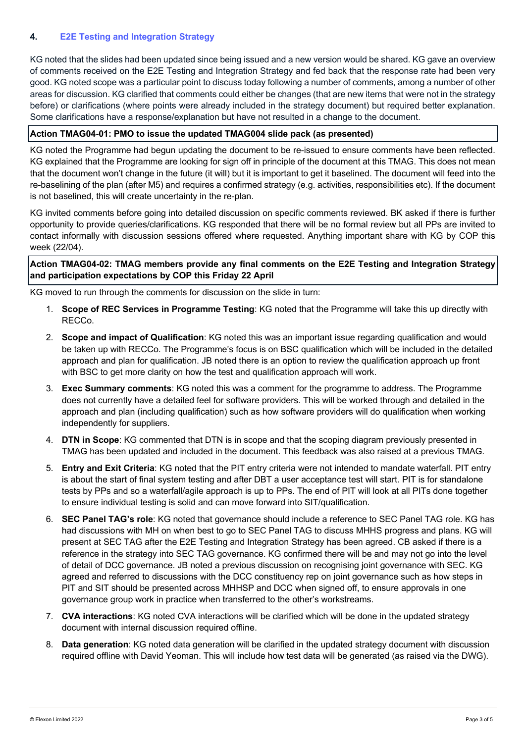## 4. E2E Testing and Integration Strategy

KG noted that the slides had been updated since being issued and a new version would be shared. KG gave an overview of comments received on the E2E Testing and Integration Strategy and fed back that the response rate had been very good. KG noted scope was a particular point to discuss today following a number of comments, among a number of other areas for discussion. KG clarified that comments could either be changes (that are new items that were not in the strategy before) or clarifications (where points were already included in the strategy document) but required better explanation. Some clarifications have a response/explanation but have not resulted in a change to the document.

| **Action TMAG04-01: PMO to issue the updated TMAG004 slide pack (as presented)** |
|---|

KG noted the Programme had begun updating the document to be re-issued to ensure comments have been reflected. KG explained that the Programme are looking for sign off in principle of the document at this TMAG. This does not mean that the document won't change in the future (it will) but it is important to get it baselined. The document will feed into the re-baselining of the plan (after M5) and requires a confirmed strategy (e.g. activities, responsibilities etc). If the document is not baselined, this will create uncertainty in the re-plan.

KG invited comments before going into detailed discussion on specific comments reviewed. BK asked if there is further opportunity to provide queries/clarifications. KG responded that there will be no formal review but all PPs are invited to contact informally with discussion sessions offered where requested. Anything important share with KG by COP this week (22/04).

| **Action TMAG04-02: TMAG members provide any final comments on the E2E Testing and Integration Strategy and participation expectations by COP this Friday 22 April** |
|---|

KG moved to run through the comments for discussion on the slide in turn:

1. **Scope of REC Services in Programme Testing**: KG noted that the Programme will take this up directly with RECCo.
2. **Scope and impact of Qualification**: KG noted this was an important issue regarding qualification and would be taken up with RECCo. The Programme's focus is on BSC qualification which will be included in the detailed approach and plan for qualification. JB noted there is an option to review the qualification approach up front with BSC to get more clarity on how the test and qualification approach will work.
3. **Exec Summary comments**: KG noted this was a comment for the programme to address. The Programme does not currently have a detailed feel for software providers. This will be worked through and detailed in the approach and plan (including qualification) such as how software providers will do qualification when working independently for suppliers.
4. **DTN in Scope**: KG commented that DTN is in scope and that the scoping diagram previously presented in TMAG has been updated and included in the document. This feedback was also raised at a previous TMAG.
5. **Entry and Exit Criteria**: KG noted that the PIT entry criteria were not intended to mandate waterfall. PIT entry is about the start of final system testing and after DBT a user acceptance test will start. PIT is for standalone tests by PPs and so a waterfall/agile approach is up to PPs. The end of PIT will look at all PITs done together to ensure individual testing is solid and can move forward into SIT/qualification.
6. **SEC Panel TAG's role**: KG noted that governance should include a reference to SEC Panel TAG role. KG has had discussions with MH on when best to go to SEC Panel TAG to discuss MHHS progress and plans. KG will present at SEC TAG after the E2E Testing and Integration Strategy has been agreed. CB asked if there is a reference in the strategy into SEC TAG governance. KG confirmed there will be and may not go into the level of detail of DCC governance. JB noted a previous discussion on recognising joint governance with SEC. KG agreed and referred to discussions with the DCC constituency rep on joint governance such as how steps in PIT and SIT should be presented across MHHSP and DCC when signed off, to ensure approvals in one governance group work in practice when transferred to the other's workstreams.
7. **CVA interactions**: KG noted CVA interactions will be clarified which will be done in the updated strategy document with internal discussion required offline.
8. **Data generation**: KG noted data generation will be clarified in the updated strategy document with discussion required offline with David Yeoman. This will include how test data will be generated (as raised via the DWG).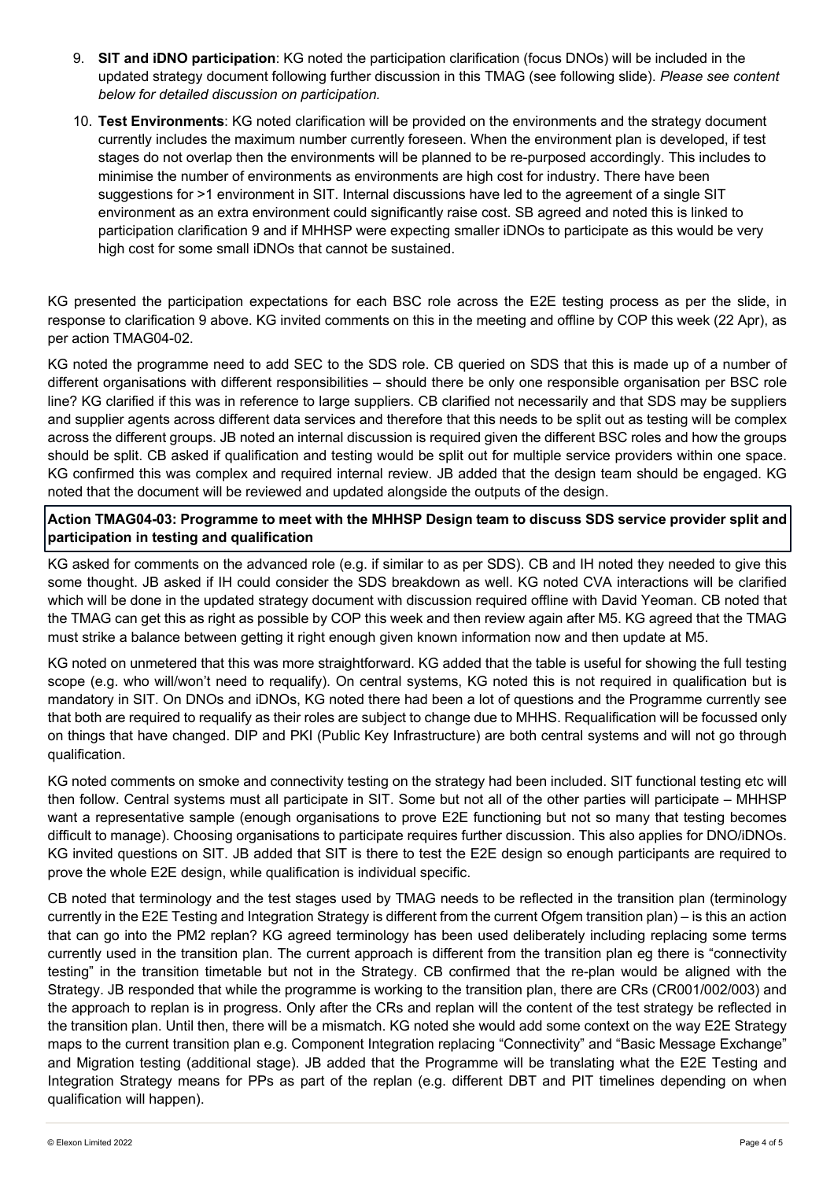9. **SIT and iDNO participation**: KG noted the participation clarification (focus DNOs) will be included in the updated strategy document following further discussion in this TMAG (see following slide). *Please see content below for detailed discussion on participation.*

10. **Test Environments**: KG noted clarification will be provided on the environments and the strategy document currently includes the maximum number currently foreseen. When the environment plan is developed, if test stages do not overlap then the environments will be planned to be re-purposed accordingly. This includes to minimise the number of environments as environments are high cost for industry. There have been suggestions for >1 environment in SIT. Internal discussions have led to the agreement of a single SIT environment as an extra environment could significantly raise cost. SB agreed and noted this is linked to participation clarification 9 and if MHHSP were expecting smaller iDNOs to participate as this would be very high cost for some small iDNOs that cannot be sustained.

KG presented the participation expectations for each BSC role across the E2E testing process as per the slide, in response to clarification 9 above. KG invited comments on this in the meeting and offline by COP this week (22 Apr), as per action TMAG04-02.

KG noted the programme need to add SEC to the SDS role. CB queried on SDS that this is made up of a number of different organisations with different responsibilities – should there be only one responsible organisation per BSC role line? KG clarified if this was in reference to large suppliers. CB clarified not necessarily and that SDS may be suppliers and supplier agents across different data services and therefore that this needs to be split out as testing will be complex across the different groups. JB noted an internal discussion is required given the different BSC roles and how the groups should be split. CB asked if qualification and testing would be split out for multiple service providers within one space. KG confirmed this was complex and required internal review. JB added that the design team should be engaged. KG noted that the document will be reviewed and updated alongside the outputs of the design.

**Action TMAG04-03: Programme to meet with the MHHSP Design team to discuss SDS service provider split and participation in testing and qualification**

KG asked for comments on the advanced role (e.g. if similar to as per SDS). CB and IH noted they needed to give this some thought. JB asked if IH could consider the SDS breakdown as well. KG noted CVA interactions will be clarified which will be done in the updated strategy document with discussion required offline with David Yeoman. CB noted that the TMAG can get this as right as possible by COP this week and then review again after M5. KG agreed that the TMAG must strike a balance between getting it right enough given known information now and then update at M5.

KG noted on unmetered that this was more straightforward. KG added that the table is useful for showing the full testing scope (e.g. who will/won't need to requalify). On central systems, KG noted this is not required in qualification but is mandatory in SIT. On DNOs and iDNOs, KG noted there had been a lot of questions and the Programme currently see that both are required to requalify as their roles are subject to change due to MHHS. Requalification will be focussed only on things that have changed. DIP and PKI (Public Key Infrastructure) are both central systems and will not go through qualification.

KG noted comments on smoke and connectivity testing on the strategy had been included. SIT functional testing etc will then follow. Central systems must all participate in SIT. Some but not all of the other parties will participate – MHHSP want a representative sample (enough organisations to prove E2E functioning but not so many that testing becomes difficult to manage). Choosing organisations to participate requires further discussion. This also applies for DNO/iDNOs. KG invited questions on SIT. JB added that SIT is there to test the E2E design so enough participants are required to prove the whole E2E design, while qualification is individual specific.

CB noted that terminology and the test stages used by TMAG needs to be reflected in the transition plan (terminology currently in the E2E Testing and Integration Strategy is different from the current Ofgem transition plan) – is this an action that can go into the PM2 replan? KG agreed terminology has been used deliberately including replacing some terms currently used in the transition plan. The current approach is different from the transition plan eg there is "connectivity testing" in the transition timetable but not in the Strategy. CB confirmed that the re-plan would be aligned with the Strategy. JB responded that while the programme is working to the transition plan, there are CRs (CR001/002/003) and the approach to replan is in progress. Only after the CRs and replan will the content of the test strategy be reflected in the transition plan. Until then, there will be a mismatch. KG noted she would add some context on the way E2E Strategy maps to the current transition plan e.g. Component Integration replacing "Connectivity" and "Basic Message Exchange" and Migration testing (additional stage). JB added that the Programme will be translating what the E2E Testing and Integration Strategy means for PPs as part of the replan (e.g. different DBT and PIT timelines depending on when qualification will happen).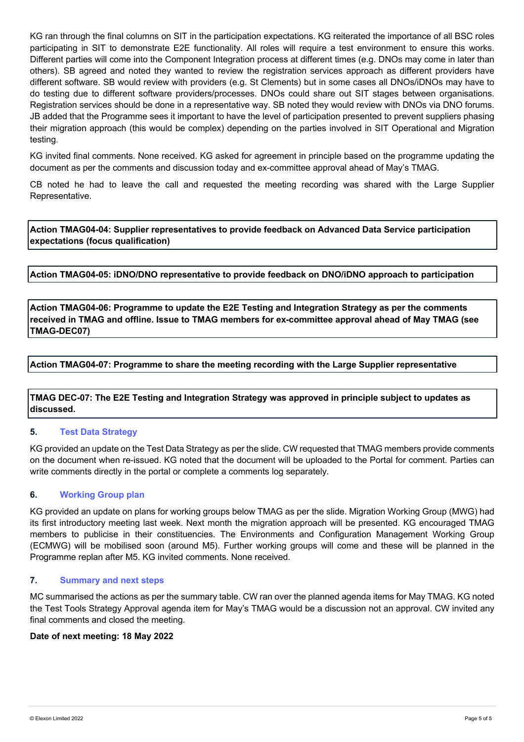KG ran through the final columns on SIT in the participation expectations. KG reiterated the importance of all BSC roles participating in SIT to demonstrate E2E functionality. All roles will require a test environment to ensure this works. Different parties will come into the Component Integration process at different times (e.g. DNOs may come in later than others). SB agreed and noted they wanted to review the registration services approach as different providers have different software. SB would review with providers (e.g. St Clements) but in some cases all DNOs/iDNOs may have to do testing due to different software providers/processes. DNOs could share out SIT stages between organisations. Registration services should be done in a representative way. SB noted they would review with DNOs via DNO forums. JB added that the Programme sees it important to have the level of participation presented to prevent suppliers phasing their migration approach (this would be complex) depending on the parties involved in SIT Operational and Migration testing.

KG invited final comments. None received. KG asked for agreement in principle based on the programme updating the document as per the comments and discussion today and ex-committee approval ahead of May's TMAG.

CB noted he had to leave the call and requested the meeting recording was shared with the Large Supplier Representative.

**Action TMAG04-04: Supplier representatives to provide feedback on Advanced Data Service participation expectations (focus qualification)**

**Action TMAG04-05: iDNO/DNO representative to provide feedback on DNO/iDNO approach to participation**

**Action TMAG04-06: Programme to update the E2E Testing and Integration Strategy as per the comments received in TMAG and offline. Issue to TMAG members for ex-committee approval ahead of May TMAG (see TMAG-DEC07)**

**Action TMAG04-07: Programme to share the meeting recording with the Large Supplier representative**

**TMAG DEC-07: The E2E Testing and Integration Strategy was approved in principle subject to updates as discussed.**

## 5. Test Data Strategy

KG provided an update on the Test Data Strategy as per the slide. CW requested that TMAG members provide comments on the document when re-issued. KG noted that the document will be uploaded to the Portal for comment. Parties can write comments directly in the portal or complete a comments log separately.

## 6. Working Group plan

KG provided an update on plans for working groups below TMAG as per the slide. Migration Working Group (MWG) had its first introductory meeting last week. Next month the migration approach will be presented. KG encouraged TMAG members to publicise in their constituencies. The Environments and Configuration Management Working Group (ECMWG) will be mobilised soon (around M5). Further working groups will come and these will be planned in the Programme replan after M5. KG invited comments. None received.

## 7. Summary and next steps

MC summarised the actions as per the summary table. CW ran over the planned agenda items for May TMAG. KG noted the Test Tools Strategy Approval agenda item for May's TMAG would be a discussion not an approval. CW invited any final comments and closed the meeting.

**Date of next meeting: 18 May 2022**

© Elexon Limited 2022